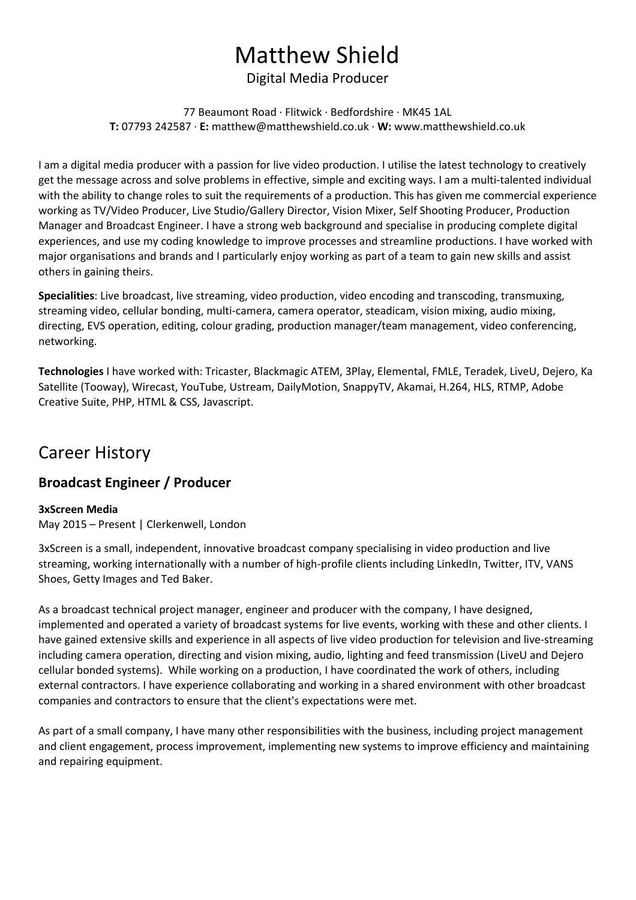# Matthew Shield

Digital Media Producer

77 Beaumont Road · Flitwick · Bedfordshire · MK45 1AL
**T:** 07793 242587 · **E:** matthew@matthewshield.co.uk · **W:** www.matthewshield.co.uk

I am a digital media producer with a passion for live video production. I utilise the latest technology to creatively get the message across and solve problems in effective, simple and exciting ways. I am a multi-talented individual with the ability to change roles to suit the requirements of a production. This has given me commercial experience working as TV/Video Producer, Live Studio/Gallery Director, Vision Mixer, Self Shooting Producer, Production Manager and Broadcast Engineer. I have a strong web background and specialise in producing complete digital experiences, and use my coding knowledge to improve processes and streamline productions. I have worked with major organisations and brands and I particularly enjoy working as part of a team to gain new skills and assist others in gaining theirs.

**Specialities**: Live broadcast, live streaming, video production, video encoding and transcoding, transmuxing, streaming video, cellular bonding, multi-camera, camera operator, steadicam, vision mixing, audio mixing, directing, EVS operation, editing, colour grading, production manager/team management, video conferencing, networking.

**Technologies** I have worked with: Tricaster, Blackmagic ATEM, 3Play, Elemental, FMLE, Teradek, LiveU, Dejero, Ka Satellite (Tooway), Wirecast, YouTube, Ustream, DailyMotion, SnappyTV, Akamai, H.264, HLS, RTMP, Adobe Creative Suite, PHP, HTML & CSS, Javascript.

## Career History

### Broadcast Engineer / Producer

**3xScreen Media**
May 2015 – Present | Clerkenwell, London

3xScreen is a small, independent, innovative broadcast company specialising in video production and live streaming, working internationally with a number of high-profile clients including LinkedIn, Twitter, ITV, VANS Shoes, Getty Images and Ted Baker.

As a broadcast technical project manager, engineer and producer with the company, I have designed, implemented and operated a variety of broadcast systems for live events, working with these and other clients. I have gained extensive skills and experience in all aspects of live video production for television and live-streaming including camera operation, directing and vision mixing, audio, lighting and feed transmission (LiveU and Dejero cellular bonded systems). While working on a production, I have coordinated the work of others, including external contractors. I have experience collaborating and working in a shared environment with other broadcast companies and contractors to ensure that the client's expectations were met.

As part of a small company, I have many other responsibilities with the business, including project management and client engagement, process improvement, implementing new systems to improve efficiency and maintaining and repairing equipment.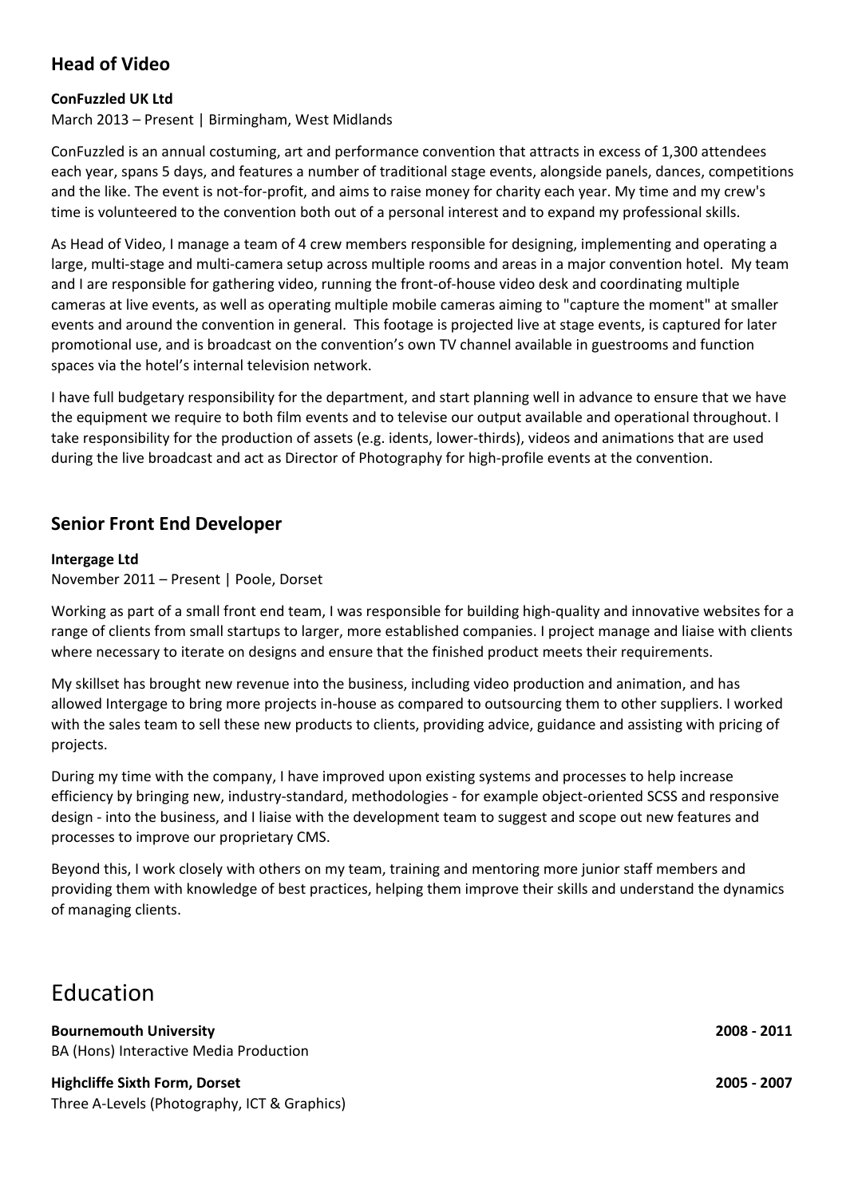## Head of Video

**ConFuzzled UK Ltd**
March 2013 – Present | Birmingham, West Midlands

ConFuzzled is an annual costuming, art and performance convention that attracts in excess of 1,300 attendees each year, spans 5 days, and features a number of traditional stage events, alongside panels, dances, competitions and the like. The event is not-for-profit, and aims to raise money for charity each year. My time and my crew's time is volunteered to the convention both out of a personal interest and to expand my professional skills.

As Head of Video, I manage a team of 4 crew members responsible for designing, implementing and operating a large, multi-stage and multi-camera setup across multiple rooms and areas in a major convention hotel. My team and I are responsible for gathering video, running the front-of-house video desk and coordinating multiple cameras at live events, as well as operating multiple mobile cameras aiming to "capture the moment" at smaller events and around the convention in general. This footage is projected live at stage events, is captured for later promotional use, and is broadcast on the convention's own TV channel available in guestrooms and function spaces via the hotel's internal television network.

I have full budgetary responsibility for the department, and start planning well in advance to ensure that we have the equipment we require to both film events and to televise our output available and operational throughout. I take responsibility for the production of assets (e.g. idents, lower-thirds), videos and animations that are used during the live broadcast and act as Director of Photography for high-profile events at the convention.

## Senior Front End Developer

**Intergage Ltd**
November 2011 – Present | Poole, Dorset

Working as part of a small front end team, I was responsible for building high-quality and innovative websites for a range of clients from small startups to larger, more established companies. I project manage and liaise with clients where necessary to iterate on designs and ensure that the finished product meets their requirements.

My skillset has brought new revenue into the business, including video production and animation, and has allowed Intergage to bring more projects in-house as compared to outsourcing them to other suppliers. I worked with the sales team to sell these new products to clients, providing advice, guidance and assisting with pricing of projects.

During my time with the company, I have improved upon existing systems and processes to help increase efficiency by bringing new, industry-standard, methodologies - for example object-oriented SCSS and responsive design - into the business, and I liaise with the development team to suggest and scope out new features and processes to improve our proprietary CMS.

Beyond this, I work closely with others on my team, training and mentoring more junior staff members and providing them with knowledge of best practices, helping them improve their skills and understand the dynamics of managing clients.

# Education

**Bournemouth University** **2008 - 2011**
BA (Hons) Interactive Media Production

**Highcliffe Sixth Form, Dorset** **2005 - 2007**
Three A-Levels (Photography, ICT & Graphics)